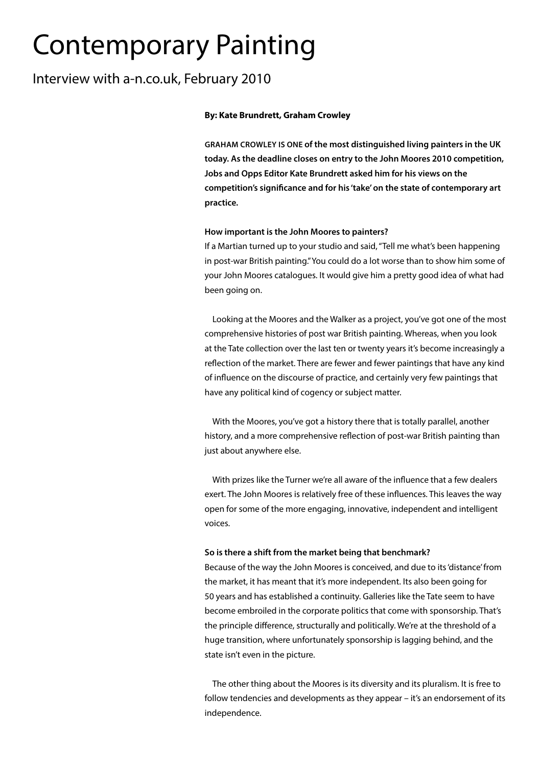# Contemporary Painting

## Interview with a-n.co.uk, February 2010

**By: Kate Brundrett, Graham Crowley**

**GRAHAM CROWLEY IS ONE of the most distinguished living painters in the UK today. As the deadline closes on entry to the John Moores 2010 competition, Jobs and Opps Editor Kate Brundrett asked him for his views on the competition's significance and for his 'take' on the state of contemporary art practice.**

**How important is the John Moores to painters?**

If a Martian turned up to your studio and said, "Tell me what's been happening in post-war British painting." You could do a lot worse than to show him some of your John Moores catalogues. It would give him a pretty good idea of what had been going on.

Looking at the Moores and the Walker as a project, you've got one of the most comprehensive histories of post war British painting. Whereas, when you look at the Tate collection over the last ten or twenty years it's become increasingly a reflection of the market. There are fewer and fewer paintings that have any kind of influence on the discourse of practice, and certainly very few paintings that have any political kind of cogency or subject matter.

With the Moores, you've got a history there that is totally parallel, another history, and a more comprehensive reflection of post-war British painting than just about anywhere else.

With prizes like the Turner we're all aware of the influence that a few dealers exert. The John Moores is relatively free of these influences. This leaves the way open for some of the more engaging, innovative, independent and intelligent voices.

**So is there a shift from the market being that benchmark?**

Because of the way the John Moores is conceived, and due to its 'distance' from the market, it has meant that it's more independent. Its also been going for 50 years and has established a continuity. Galleries like the Tate seem to have become embroiled in the corporate politics that come with sponsorship. That's the principle difference, structurally and politically. We're at the threshold of a huge transition, where unfortunately sponsorship is lagging behind, and the state isn't even in the picture.

The other thing about the Moores is its diversity and its pluralism. It is free to follow tendencies and developments as they appear – it's an endorsement of its independence.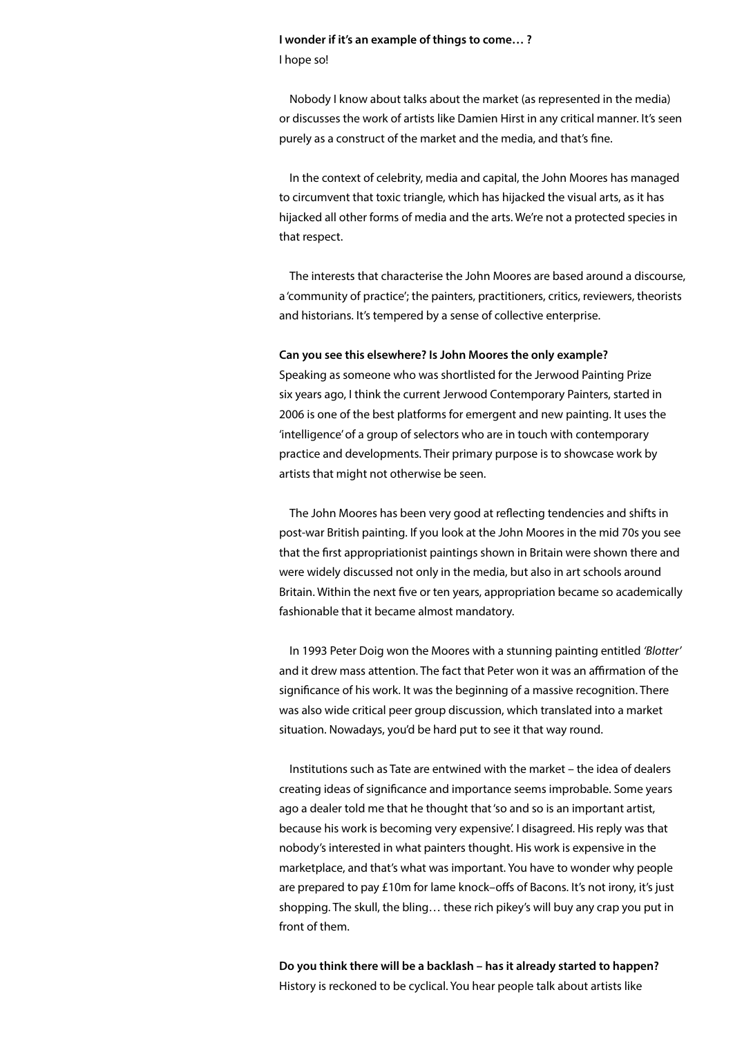**I wonder if it's an example of things to come… ?**
I hope so!

Nobody I know about talks about the market (as represented in the media) or discusses the work of artists like Damien Hirst in any critical manner. It's seen purely as a construct of the market and the media, and that's fine.

In the context of celebrity, media and capital, the John Moores has managed to circumvent that toxic triangle, which has hijacked the visual arts, as it has hijacked all other forms of media and the arts. We're not a protected species in that respect.

The interests that characterise the John Moores are based around a discourse, a 'community of practice'; the painters, practitioners, critics, reviewers, theorists and historians. It's tempered by a sense of collective enterprise.

**Can you see this elsewhere? Is John Moores the only example?**
Speaking as someone who was shortlisted for the Jerwood Painting Prize six years ago, I think the current Jerwood Contemporary Painters, started in 2006 is one of the best platforms for emergent and new painting. It uses the 'intelligence' of a group of selectors who are in touch with contemporary practice and developments. Their primary purpose is to showcase work by artists that might not otherwise be seen.

The John Moores has been very good at reflecting tendencies and shifts in post-war British painting. If you look at the John Moores in the mid 70s you see that the first appropriationist paintings shown in Britain were shown there and were widely discussed not only in the media, but also in art schools around Britain. Within the next five or ten years, appropriation became so academically fashionable that it became almost mandatory.

In 1993 Peter Doig won the Moores with a stunning painting entitled *'Blotter'* and it drew mass attention. The fact that Peter won it was an affirmation of the significance of his work. It was the beginning of a massive recognition. There was also wide critical peer group discussion, which translated into a market situation. Nowadays, you'd be hard put to see it that way round.

Institutions such as Tate are entwined with the market – the idea of dealers creating ideas of significance and importance seems improbable. Some years ago a dealer told me that he thought that 'so and so is an important artist, because his work is becoming very expensive'. I disagreed. His reply was that nobody's interested in what painters thought. His work is expensive in the marketplace, and that's what was important. You have to wonder why people are prepared to pay £10m for lame knock–offs of Bacons. It's not irony, it's just shopping. The skull, the bling… these rich pikey's will buy any crap you put in front of them.

**Do you think there will be a backlash – has it already started to happen?**
History is reckoned to be cyclical. You hear people talk about artists like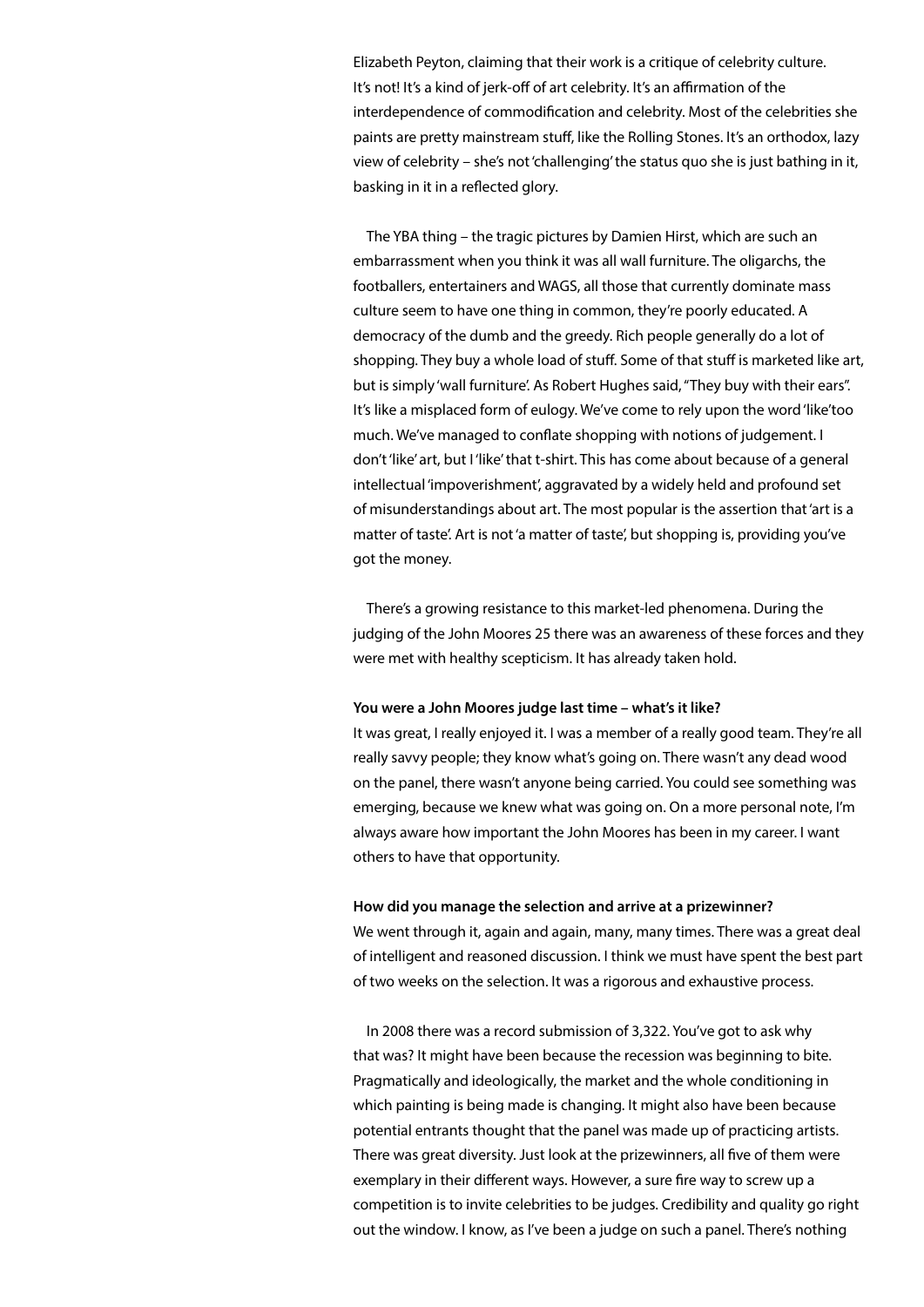Elizabeth Peyton, claiming that their work is a critique of celebrity culture. It's not! It's a kind of jerk-off of art celebrity. It's an affirmation of the interdependence of commodification and celebrity. Most of the celebrities she paints are pretty mainstream stuff, like the Rolling Stones. It's an orthodox, lazy view of celebrity – she's not 'challenging' the status quo she is just bathing in it, basking in it in a reflected glory.

The YBA thing – the tragic pictures by Damien Hirst, which are such an embarrassment when you think it was all wall furniture. The oligarchs, the footballers, entertainers and WAGS, all those that currently dominate mass culture seem to have one thing in common, they're poorly educated. A democracy of the dumb and the greedy. Rich people generally do a lot of shopping. They buy a whole load of stuff. Some of that stuff is marketed like art, but is simply 'wall furniture'. As Robert Hughes said, "They buy with their ears". It's like a misplaced form of eulogy. We've come to rely upon the word 'like'too much. We've managed to conflate shopping with notions of judgement. I don't 'like' art, but I 'like' that t-shirt. This has come about because of a general intellectual 'impoverishment', aggravated by a widely held and profound set of misunderstandings about art. The most popular is the assertion that 'art is a matter of taste'. Art is not 'a matter of taste', but shopping is, providing you've got the money.

There's a growing resistance to this market-led phenomena. During the judging of the John Moores 25 there was an awareness of these forces and they were met with healthy scepticism. It has already taken hold.

**You were a John Moores judge last time – what's it like?**
It was great, I really enjoyed it. I was a member of a really good team. They're all really savvy people; they know what's going on. There wasn't any dead wood on the panel, there wasn't anyone being carried. You could see something was emerging, because we knew what was going on. On a more personal note, I'm always aware how important the John Moores has been in my career. I want others to have that opportunity.

**How did you manage the selection and arrive at a prizewinner?**
We went through it, again and again, many, many times. There was a great deal of intelligent and reasoned discussion. I think we must have spent the best part of two weeks on the selection. It was a rigorous and exhaustive process.

In 2008 there was a record submission of 3,322. You've got to ask why that was? It might have been because the recession was beginning to bite. Pragmatically and ideologically, the market and the whole conditioning in which painting is being made is changing. It might also have been because potential entrants thought that the panel was made up of practicing artists. There was great diversity. Just look at the prizewinners, all five of them were exemplary in their different ways. However, a sure fire way to screw up a competition is to invite celebrities to be judges. Credibility and quality go right out the window. I know, as I've been a judge on such a panel. There's nothing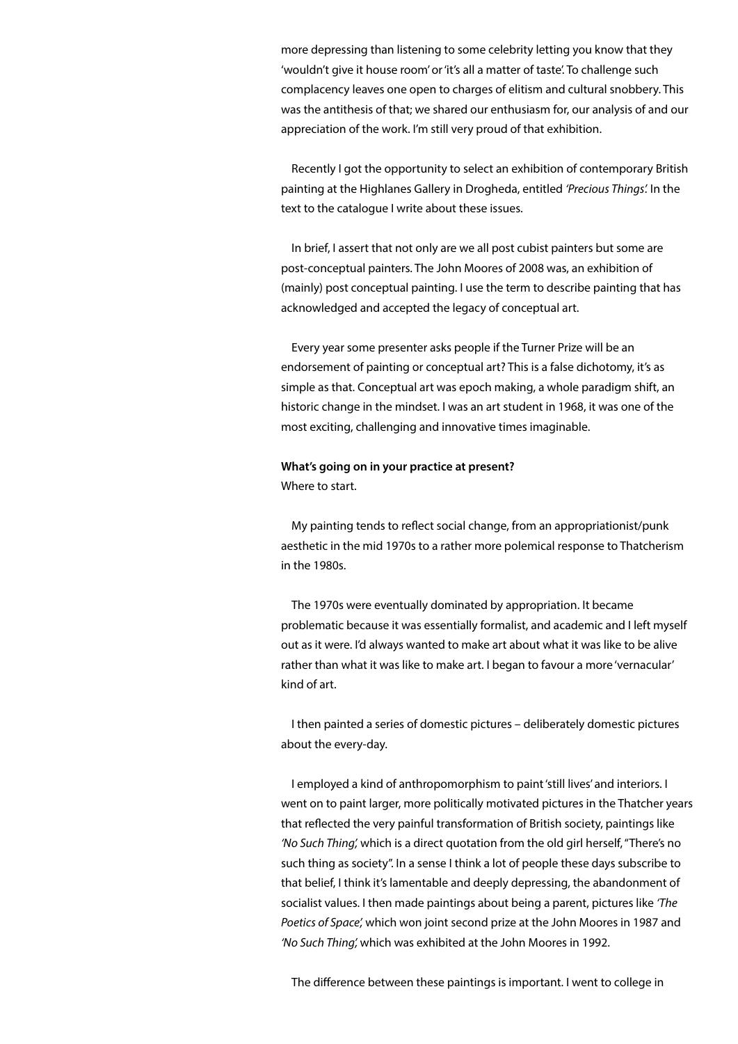more depressing than listening to some celebrity letting you know that they 'wouldn't give it house room' or 'it's all a matter of taste'. To challenge such complacency leaves one open to charges of elitism and cultural snobbery. This was the antithesis of that; we shared our enthusiasm for, our analysis of and our appreciation of the work. I'm still very proud of that exhibition.

Recently I got the opportunity to select an exhibition of contemporary British painting at the Highlanes Gallery in Drogheda, entitled *'Precious Things'.* In the text to the catalogue I write about these issues.

In brief, I assert that not only are we all post cubist painters but some are post-conceptual painters. The John Moores of 2008 was, an exhibition of (mainly) post conceptual painting. I use the term to describe painting that has acknowledged and accepted the legacy of conceptual art.

Every year some presenter asks people if the Turner Prize will be an endorsement of painting or conceptual art? This is a false dichotomy, it's as simple as that. Conceptual art was epoch making, a whole paradigm shift, an historic change in the mindset. I was an art student in 1968, it was one of the most exciting, challenging and innovative times imaginable.

**What's going on in your practice at present?**
Where to start.

My painting tends to reflect social change, from an appropriationist/punk aesthetic in the mid 1970s to a rather more polemical response to Thatcherism in the 1980s.

The 1970s were eventually dominated by appropriation. It became problematic because it was essentially formalist, and academic and I left myself out as it were. I'd always wanted to make art about what it was like to be alive rather than what it was like to make art. I began to favour a more 'vernacular' kind of art.

I then painted a series of domestic pictures – deliberately domestic pictures about the every-day.

I employed a kind of anthropomorphism to paint 'still lives' and interiors. I went on to paint larger, more politically motivated pictures in the Thatcher years that reflected the very painful transformation of British society, paintings like *'No Such Thing',* which is a direct quotation from the old girl herself, "There's no such thing as society". In a sense I think a lot of people these days subscribe to that belief, I think it's lamentable and deeply depressing, the abandonment of socialist values. I then made paintings about being a parent, pictures like *'The Poetics of Space',* which won joint second prize at the John Moores in 1987 and *'No Such Thing',* which was exhibited at the John Moores in 1992.

The difference between these paintings is important. I went to college in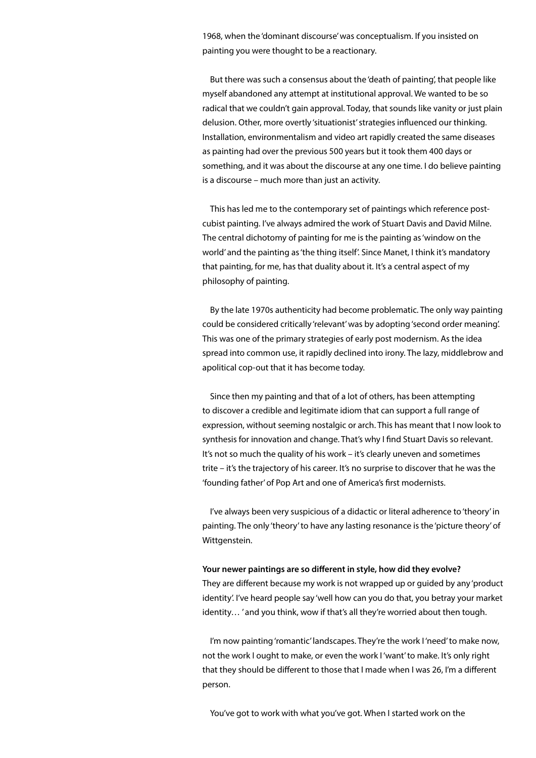1968, when the 'dominant discourse' was conceptualism. If you insisted on painting you were thought to be a reactionary.

But there was such a consensus about the 'death of painting', that people like myself abandoned any attempt at institutional approval. We wanted to be so radical that we couldn't gain approval. Today, that sounds like vanity or just plain delusion. Other, more overtly 'situationist' strategies influenced our thinking. Installation, environmentalism and video art rapidly created the same diseases as painting had over the previous 500 years but it took them 400 days or something, and it was about the discourse at any one time. I do believe painting is a discourse – much more than just an activity.

This has led me to the contemporary set of paintings which reference post-cubist painting. I've always admired the work of Stuart Davis and David Milne. The central dichotomy of painting for me is the painting as 'window on the world' and the painting as 'the thing itself'. Since Manet, I think it's mandatory that painting, for me, has that duality about it. It's a central aspect of my philosophy of painting.

By the late 1970s authenticity had become problematic. The only way painting could be considered critically 'relevant' was by adopting 'second order meaning'. This was one of the primary strategies of early post modernism. As the idea spread into common use, it rapidly declined into irony. The lazy, middlebrow and apolitical cop-out that it has become today.

Since then my painting and that of a lot of others, has been attempting to discover a credible and legitimate idiom that can support a full range of expression, without seeming nostalgic or arch. This has meant that I now look to synthesis for innovation and change. That's why I find Stuart Davis so relevant. It's not so much the quality of his work – it's clearly uneven and sometimes trite – it's the trajectory of his career. It's no surprise to discover that he was the 'founding father' of Pop Art and one of America's first modernists.

I've always been very suspicious of a didactic or literal adherence to 'theory' in painting. The only 'theory' to have any lasting resonance is the 'picture theory' of Wittgenstein.

**Your newer paintings are so different in style, how did they evolve?**
They are different because my work is not wrapped up or guided by any 'product identity'. I've heard people say 'well how can you do that, you betray your market identity… ' and you think, wow if that's all they're worried about then tough.

I'm now painting 'romantic' landscapes. They're the work I 'need' to make now, not the work I ought to make, or even the work I 'want' to make. It's only right that they should be different to those that I made when I was 26, I'm a different person.

You've got to work with what you've got. When I started work on the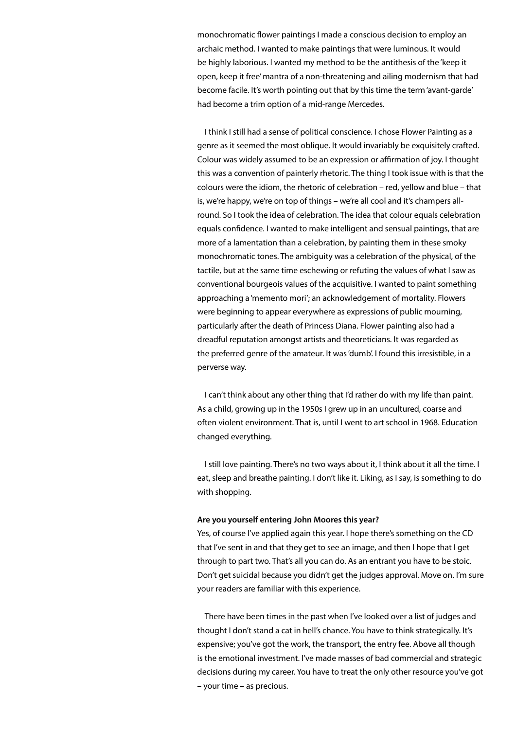monochromatic flower paintings I made a conscious decision to employ an archaic method. I wanted to make paintings that were luminous. It would be highly laborious. I wanted my method to be the antithesis of the 'keep it open, keep it free' mantra of a non-threatening and ailing modernism that had become facile. It's worth pointing out that by this time the term 'avant-garde' had become a trim option of a mid-range Mercedes.

I think I still had a sense of political conscience. I chose Flower Painting as a genre as it seemed the most oblique. It would invariably be exquisitely crafted. Colour was widely assumed to be an expression or affirmation of joy. I thought this was a convention of painterly rhetoric. The thing I took issue with is that the colours were the idiom, the rhetoric of celebration – red, yellow and blue – that is, we're happy, we're on top of things – we're all cool and it's champers all-round. So I took the idea of celebration. The idea that colour equals celebration equals confidence. I wanted to make intelligent and sensual paintings, that are more of a lamentation than a celebration, by painting them in these smoky monochromatic tones. The ambiguity was a celebration of the physical, of the tactile, but at the same time eschewing or refuting the values of what I saw as conventional bourgeois values of the acquisitive. I wanted to paint something approaching a 'memento mori'; an acknowledgement of mortality. Flowers were beginning to appear everywhere as expressions of public mourning, particularly after the death of Princess Diana. Flower painting also had a dreadful reputation amongst artists and theoreticians. It was regarded as the preferred genre of the amateur. It was 'dumb'. I found this irresistible, in a perverse way.

I can't think about any other thing that I'd rather do with my life than paint. As a child, growing up in the 1950s I grew up in an uncultured, coarse and often violent environment. That is, until I went to art school in 1968. Education changed everything.

I still love painting. There's no two ways about it, I think about it all the time. I eat, sleep and breathe painting. I don't like it. Liking, as I say, is something to do with shopping.

**Are you yourself entering John Moores this year?**

Yes, of course I've applied again this year. I hope there's something on the CD that I've sent in and that they get to see an image, and then I hope that I get through to part two. That's all you can do. As an entrant you have to be stoic. Don't get suicidal because you didn't get the judges approval. Move on. I'm sure your readers are familiar with this experience.

There have been times in the past when I've looked over a list of judges and thought I don't stand a cat in hell's chance. You have to think strategically. It's expensive; you've got the work, the transport, the entry fee. Above all though is the emotional investment. I've made masses of bad commercial and strategic decisions during my career. You have to treat the only other resource you've got – your time – as precious.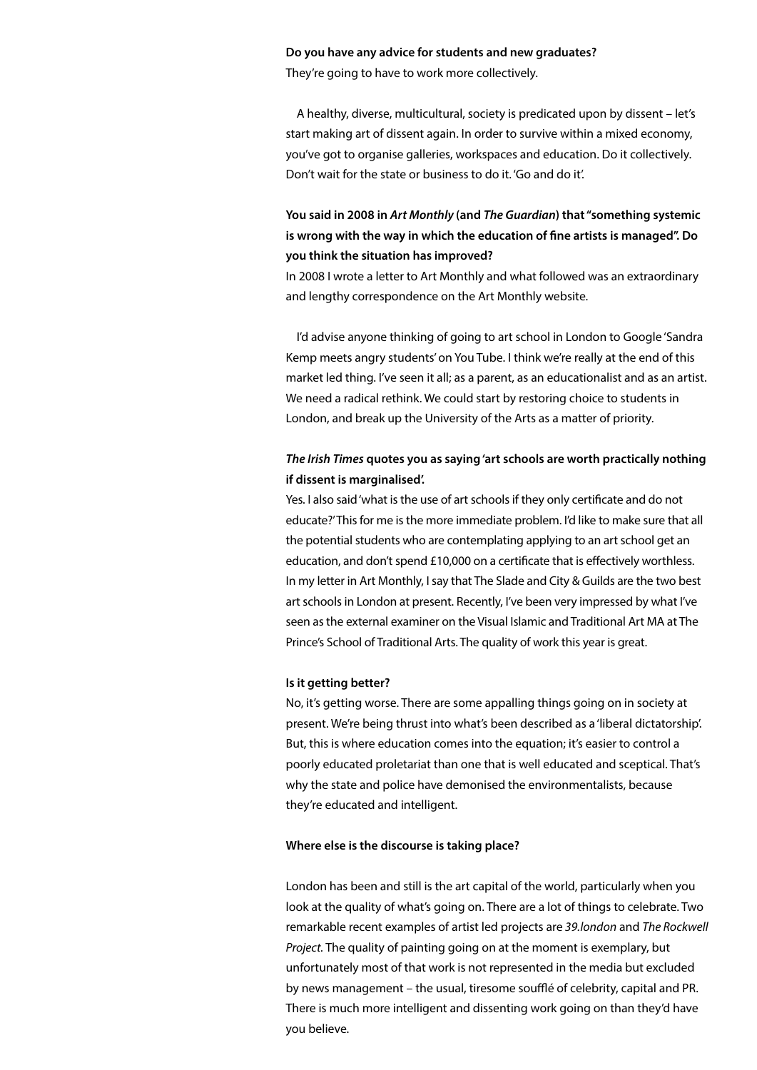**Do you have any advice for students and new graduates?**
They're going to have to work more collectively.

A healthy, diverse, multicultural, society is predicated upon by dissent – let's start making art of dissent again. In order to survive within a mixed economy, you've got to organise galleries, workspaces and education. Do it collectively. Don't wait for the state or business to do it. 'Go and do it'.

**You said in 2008 in *Art Monthly* (and *The Guardian*) that "something systemic is wrong with the way in which the education of fine artists is managed". Do you think the situation has improved?**
In 2008 I wrote a letter to Art Monthly and what followed was an extraordinary and lengthy correspondence on the Art Monthly website.

I'd advise anyone thinking of going to art school in London to Google 'Sandra Kemp meets angry students' on You Tube. I think we're really at the end of this market led thing. I've seen it all; as a parent, as an educationalist and as an artist. We need a radical rethink. We could start by restoring choice to students in London, and break up the University of the Arts as a matter of priority.

***The Irish Times* quotes you as saying 'art schools are worth practically nothing if dissent is marginalised'.**
Yes. I also said 'what is the use of art schools if they only certificate and do not educate?' This for me is the more immediate problem. I'd like to make sure that all the potential students who are contemplating applying to an art school get an education, and don't spend £10,000 on a certificate that is effectively worthless. In my letter in Art Monthly, I say that The Slade and City & Guilds are the two best art schools in London at present. Recently, I've been very impressed by what I've seen as the external examiner on the Visual Islamic and Traditional Art MA at The Prince's School of Traditional Arts. The quality of work this year is great.

**Is it getting better?**
No, it's getting worse. There are some appalling things going on in society at present. We're being thrust into what's been described as a 'liberal dictatorship'. But, this is where education comes into the equation; it's easier to control a poorly educated proletariat than one that is well educated and sceptical. That's why the state and police have demonised the environmentalists, because they're educated and intelligent.

**Where else is the discourse is taking place?**

London has been and still is the art capital of the world, particularly when you look at the quality of what's going on. There are a lot of things to celebrate. Two remarkable recent examples of artist led projects are *39.london* and *The Rockwell Project*. The quality of painting going on at the moment is exemplary, but unfortunately most of that work is not represented in the media but excluded by news management – the usual, tiresome soufflé of celebrity, capital and PR. There is much more intelligent and dissenting work going on than they'd have you believe.